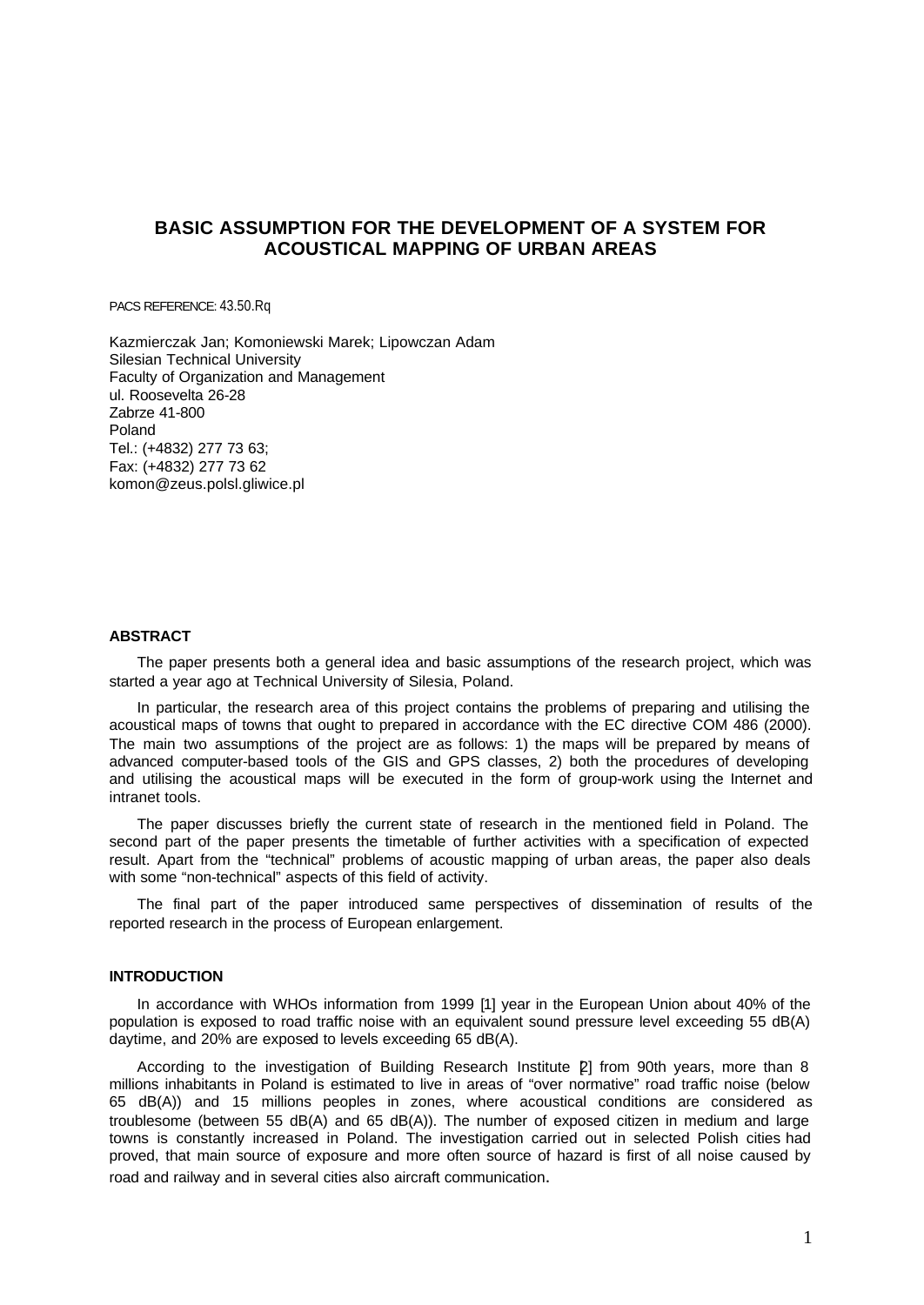# BASIC ASSUMPTION FOR THE DEVELOPMENT OF A SYSTEM FOR ACOUSTICAL MAPPING OF URBAN AREAS

PACS REFERENCE: 43.50.Rq

Kazmierczak Jan; Komoniewski Marek; Lipowczan Adam
Silesian Technical University
Faculty of Organization and Management
ul. Roosevelta 26-28
Zabrze 41-800
Poland
Tel.: (+4832) 277 73 63;
Fax: (+4832) 277 73 62
komon@zeus.polsl.gliwice.pl

## ABSTRACT

The paper presents both a general idea and basic assumptions of the research project, which was started a year ago at Technical University of Silesia, Poland.

In particular, the research area of this project contains the problems of preparing and utilising the acoustical maps of towns that ought to prepared in accordance with the EC directive COM 486 (2000). The main two assumptions of the project are as follows: 1) the maps will be prepared by means of advanced computer-based tools of the GIS and GPS classes, 2) both the procedures of developing and utilising the acoustical maps will be executed in the form of group-work using the Internet and intranet tools.

The paper discusses briefly the current state of research in the mentioned field in Poland. The second part of the paper presents the timetable of further activities with a specification of expected result. Apart from the "technical" problems of acoustic mapping of urban areas, the paper also deals with some "non-technical" aspects of this field of activity.

The final part of the paper introduced same perspectives of dissemination of results of the reported research in the process of European enlargement.

## INTRODUCTION

In accordance with WHOs information from 1999 [1] year in the European Union about 40% of the population is exposed to road traffic noise with an equivalent sound pressure level exceeding 55 dB(A) daytime, and 20% are exposed to levels exceeding 65 dB(A).

According to the investigation of Building Research Institute [2] from 90th years, more than 8 millions inhabitants in Poland is estimated to live in areas of "over normative" road traffic noise (below 65 dB(A)) and 15 millions peoples in zones, where acoustical conditions are considered as troublesome (between 55 dB(A) and 65 dB(A)). The number of exposed citizen in medium and large towns is constantly increased in Poland. The investigation carried out in selected Polish cities had proved, that main source of exposure and more often source of hazard is first of all noise caused by road and railway and in several cities also aircraft communication.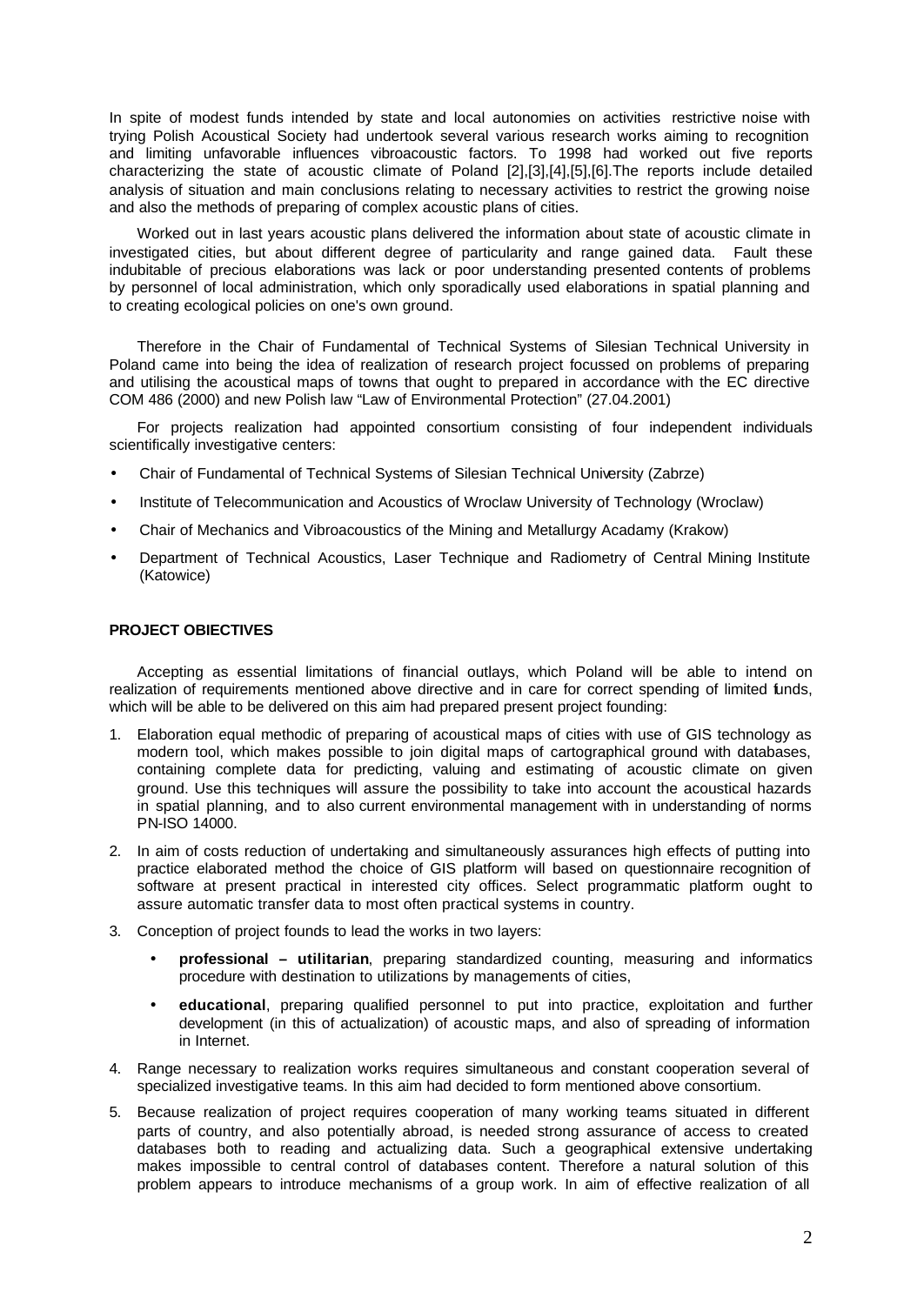In spite of modest funds intended by state and local autonomies on activities restrictive noise with trying Polish Acoustical Society had undertook several various research works aiming to recognition and limiting unfavorable influences vibroacoustic factors. To 1998 had worked out five reports characterizing the state of acoustic climate of Poland [2],[3],[4],[5],[6].The reports include detailed analysis of situation and main conclusions relating to necessary activities to restrict the growing noise and also the methods of preparing of complex acoustic plans of cities.

Worked out in last years acoustic plans delivered the information about state of acoustic climate in investigated cities, but about different degree of particularity and range gained data. Fault these indubitable of precious elaborations was lack or poor understanding presented contents of problems by personnel of local administration, which only sporadically used elaborations in spatial planning and to creating ecological policies on one's own ground.

Therefore in the Chair of Fundamental of Technical Systems of Silesian Technical University in Poland came into being the idea of realization of research project focussed on problems of preparing and utilising the acoustical maps of towns that ought to prepared in accordance with the EC directive COM 486 (2000) and new Polish law "Law of Environmental Protection" (27.04.2001)

For projects realization had appointed consortium consisting of four independent individuals scientifically investigative centers:

- Chair of Fundamental of Technical Systems of Silesian Technical University (Zabrze)
- Institute of Telecommunication and Acoustics of Wroclaw University of Technology (Wroclaw)
- Chair of Mechanics and Vibroacoustics of the Mining and Metallurgy Acadamy (Krakow)
- Department of Technical Acoustics, Laser Technique and Radiometry of Central Mining Institute (Katowice)

## PROJECT OBIECTIVES

Accepting as essential limitations of financial outlays, which Poland will be able to intend on realization of requirements mentioned above directive and in care for correct spending of limited funds, which will be able to be delivered on this aim had prepared present project founding:

1. Elaboration equal methodic of preparing of acoustical maps of cities with use of GIS technology as modern tool, which makes possible to join digital maps of cartographical ground with databases, containing complete data for predicting, valuing and estimating of acoustic climate on given ground. Use this techniques will assure the possibility to take into account the acoustical hazards in spatial planning, and to also current environmental management with in understanding of norms PN-ISO 14000.
2. In aim of costs reduction of undertaking and simultaneously assurances high effects of putting into practice elaborated method the choice of GIS platform will based on questionnaire recognition of software at present practical in interested city offices. Select programmatic platform ought to assure automatic transfer data to most often practical systems in country.
3. Conception of project founds to lead the works in two layers:
   - **professional – utilitarian**, preparing standardized counting, measuring and informatics procedure with destination to utilizations by managements of cities,
   - **educational**, preparing qualified personnel to put into practice, exploitation and further development (in this of actualization) of acoustic maps, and also of spreading of information in Internet.
4. Range necessary to realization works requires simultaneous and constant cooperation several of specialized investigative teams. In this aim had decided to form mentioned above consortium.
5. Because realization of project requires cooperation of many working teams situated in different parts of country, and also potentially abroad, is needed strong assurance of access to created databases both to reading and actualizing data. Such a geographical extensive undertaking makes impossible to central control of databases content. Therefore a natural solution of this problem appears to introduce mechanisms of a group work. In aim of effective realization of all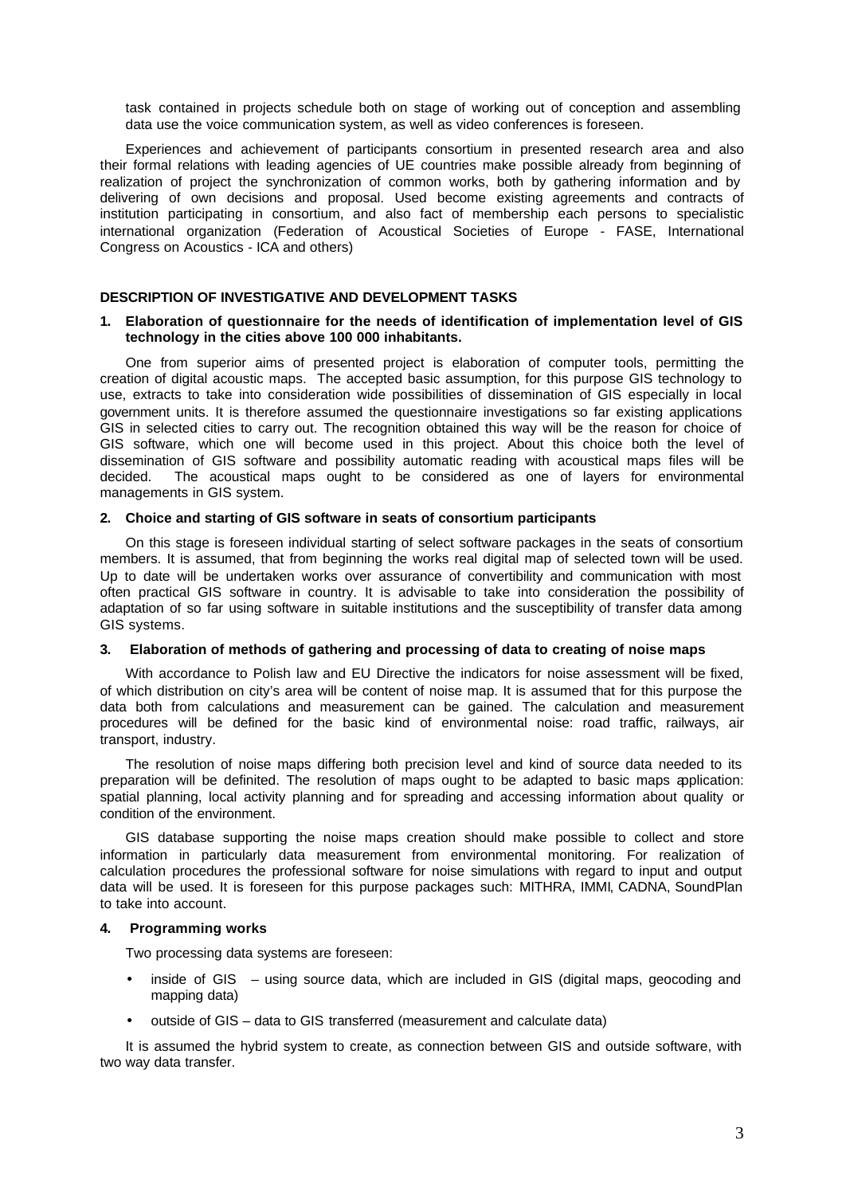task contained in projects schedule both on stage of working out of conception and assembling data use the voice communication system, as well as video conferences is foreseen.

Experiences and achievement of participants consortium in presented research area and also their formal relations with leading agencies of UE countries make possible already from beginning of realization of project the synchronization of common works, both by gathering information and by delivering of own decisions and proposal. Used become existing agreements and contracts of institution participating in consortium, and also fact of membership each persons to specialistic international organization (Federation of Acoustical Societies of Europe - FASE, International Congress on Acoustics - ICA and others)

## DESCRIPTION OF INVESTIGATIVE AND DEVELOPMENT TASKS

### 1. Elaboration of questionnaire for the needs of identification of implementation level of GIS technology in the cities above 100 000 inhabitants.

One from superior aims of presented project is elaboration of computer tools, permitting the creation of digital acoustic maps. The accepted basic assumption, for this purpose GIS technology to use, extracts to take into consideration wide possibilities of dissemination of GIS especially in local government units. It is therefore assumed the questionnaire investigations so far existing applications GIS in selected cities to carry out. The recognition obtained this way will be the reason for choice of GIS software, which one will become used in this project. About this choice both the level of dissemination of GIS software and possibility automatic reading with acoustical maps files will be decided. The acoustical maps ought to be considered as one of layers for environmental managements in GIS system.

### 2. Choice and starting of GIS software in seats of consortium participants

On this stage is foreseen individual starting of select software packages in the seats of consortium members. It is assumed, that from beginning the works real digital map of selected town will be used. Up to date will be undertaken works over assurance of convertibility and communication with most often practical GIS software in country. It is advisable to take into consideration the possibility of adaptation of so far using software in suitable institutions and the susceptibility of transfer data among GIS systems.

### 3. Elaboration of methods of gathering and processing of data to creating of noise maps

With accordance to Polish law and EU Directive the indicators for noise assessment will be fixed, of which distribution on city's area will be content of noise map. It is assumed that for this purpose the data both from calculations and measurement can be gained. The calculation and measurement procedures will be defined for the basic kind of environmental noise: road traffic, railways, air transport, industry.

The resolution of noise maps differing both precision level and kind of source data needed to its preparation will be definited. The resolution of maps ought to be adapted to basic maps application: spatial planning, local activity planning and for spreading and accessing information about quality or condition of the environment.

GIS database supporting the noise maps creation should make possible to collect and store information in particularly data measurement from environmental monitoring. For realization of calculation procedures the professional software for noise simulations with regard to input and output data will be used. It is foreseen for this purpose packages such: MITHRA, IMMI, CADNA, SoundPlan to take into account.

### 4. Programming works

Two processing data systems are foreseen:

- inside of GIS – using source data, which are included in GIS (digital maps, geocoding and mapping data)
- outside of GIS – data to GIS transferred (measurement and calculate data)

It is assumed the hybrid system to create, as connection between GIS and outside software, with two way data transfer.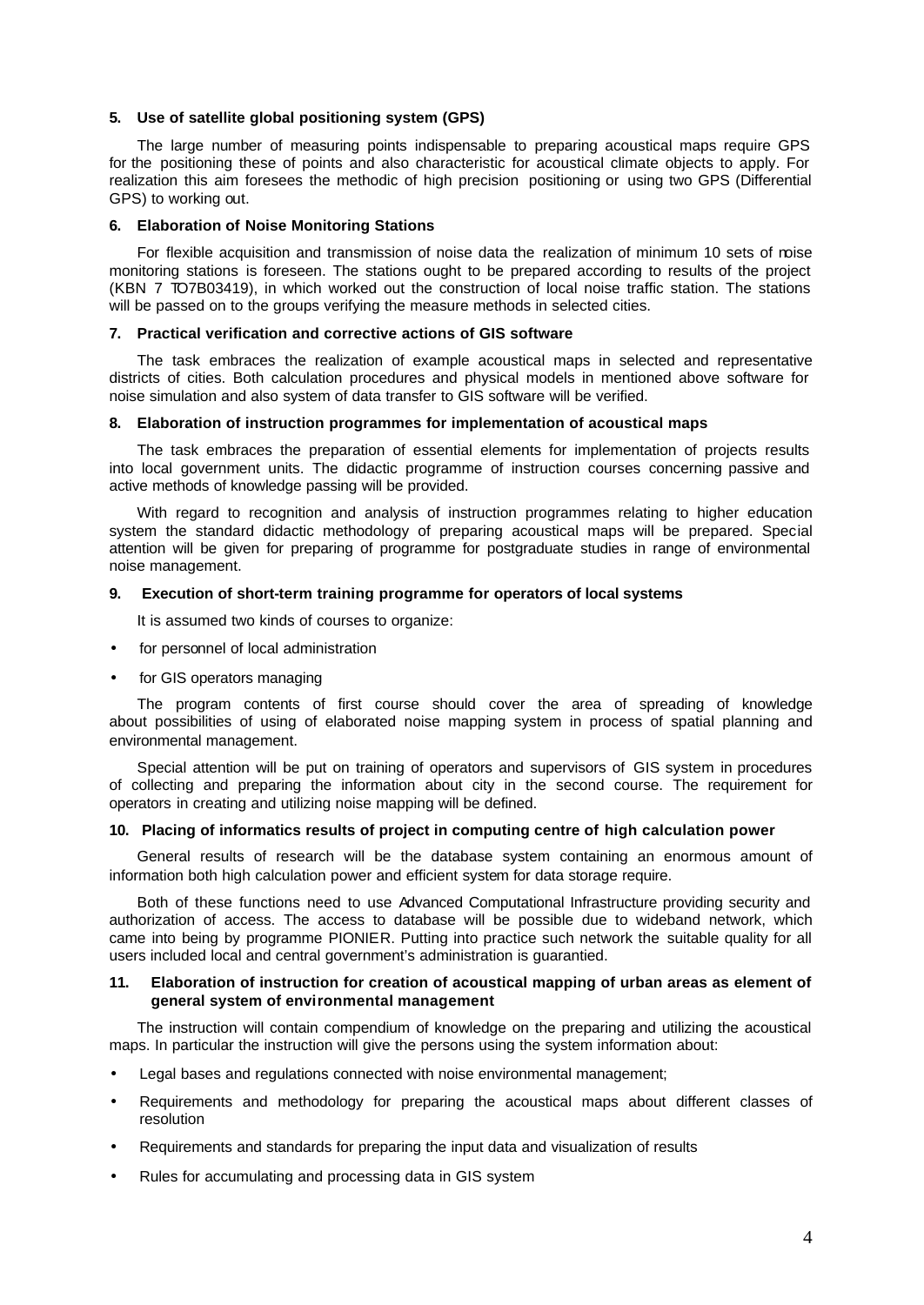#### 5. Use of satellite global positioning system (GPS)

The large number of measuring points indispensable to preparing acoustical maps require GPS for the positioning these of points and also characteristic for acoustical climate objects to apply. For realization this aim foresees the methodic of high precision positioning or using two GPS (Differential GPS) to working out.

#### 6. Elaboration of Noise Monitoring Stations

For flexible acquisition and transmission of noise data the realization of minimum 10 sets of noise monitoring stations is foreseen. The stations ought to be prepared according to results of the project (KBN 7 TO7B03419), in which worked out the construction of local noise traffic station. The stations will be passed on to the groups verifying the measure methods in selected cities.

#### 7. Practical verification and corrective actions of GIS software

The task embraces the realization of example acoustical maps in selected and representative districts of cities. Both calculation procedures and physical models in mentioned above software for noise simulation and also system of data transfer to GIS software will be verified.

#### 8. Elaboration of instruction programmes for implementation of acoustical maps

The task embraces the preparation of essential elements for implementation of projects results into local government units. The didactic programme of instruction courses concerning passive and active methods of knowledge passing will be provided.

With regard to recognition and analysis of instruction programmes relating to higher education system the standard didactic methodology of preparing acoustical maps will be prepared. Special attention will be given for preparing of programme for postgraduate studies in range of environmental noise management.

#### 9. Execution of short-term training programme for operators of local systems

It is assumed two kinds of courses to organize:

- for personnel of local administration
- for GIS operators managing

The program contents of first course should cover the area of spreading of knowledge about possibilities of using of elaborated noise mapping system in process of spatial planning and environmental management.

Special attention will be put on training of operators and supervisors of GIS system in procedures of collecting and preparing the information about city in the second course. The requirement for operators in creating and utilizing noise mapping will be defined.

#### 10. Placing of informatics results of project in computing centre of high calculation power

General results of research will be the database system containing an enormous amount of information both high calculation power and efficient system for data storage require.

Both of these functions need to use Advanced Computational Infrastructure providing security and authorization of access. The access to database will be possible due to wideband network, which came into being by programme PIONIER. Putting into practice such network the suitable quality for all users included local and central government's administration is guarantied.

#### 11. Elaboration of instruction for creation of acoustical mapping of urban areas as element of general system of environmental management

The instruction will contain compendium of knowledge on the preparing and utilizing the acoustical maps. In particular the instruction will give the persons using the system information about:

- Legal bases and regulations connected with noise environmental management;
- Requirements and methodology for preparing the acoustical maps about different classes of resolution
- Requirements and standards for preparing the input data and visualization of results
- Rules for accumulating and processing data in GIS system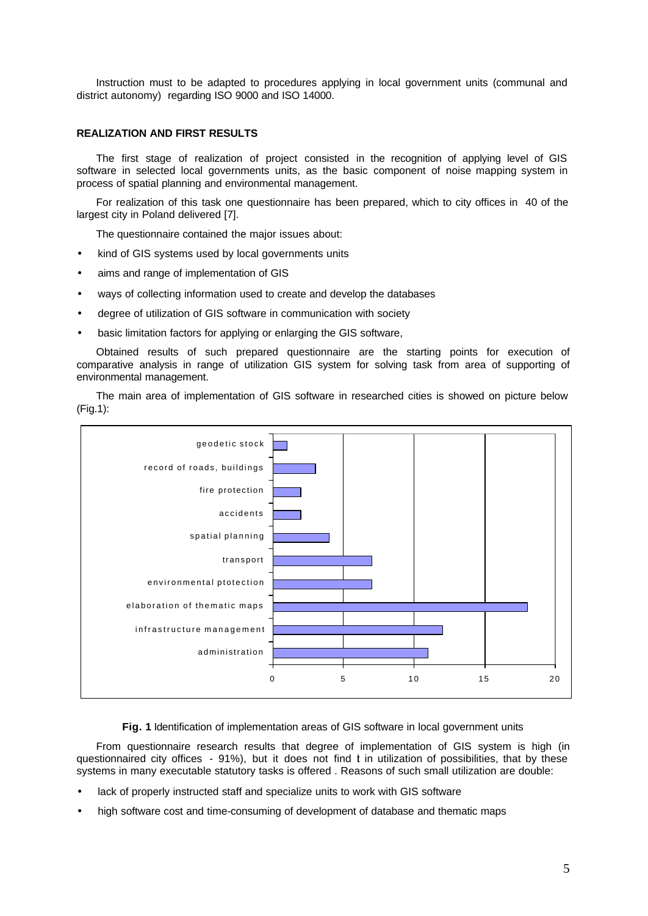Instruction must to be adapted to procedures applying in local government units (communal and district autonomy) regarding ISO 9000 and ISO 14000.

## REALIZATION AND FIRST RESULTS

The first stage of realization of project consisted in the recognition of applying level of GIS software in selected local governments units, as the basic component of noise mapping system in process of spatial planning and environmental management.

For realization of this task one questionnaire has been prepared, which to city offices in 40 of the largest city in Poland delivered [7].

The questionnaire contained the major issues about:

- kind of GIS systems used by local governments units
- aims and range of implementation of GIS
- ways of collecting information used to create and develop the databases
- degree of utilization of GIS software in communication with society
- basic limitation factors for applying or enlarging the GIS software,

Obtained results of such prepared questionnaire are the starting points for execution of comparative analysis in range of utilization GIS system for solving task from area of supporting of environmental management.

The main area of implementation of GIS software in researched cities is showed on picture below (Fig.1):

geodetic stock
record of roads, buildings
fire protection
accidents
spatial planning
transport
environmental ptotection
elaboration of thematic maps
infrastructure management
administration

0 5 10 15 20

**Fig. 1** Identification of implementation areas of GIS software in local government units

From questionnaire research results that degree of implementation of GIS system is high (in questionnaired city offices - 91%), but it does not find it in utilization of possibilities, that by these systems in many executable statutory tasks is offered . Reasons of such small utilization are double:

- lack of properly instructed staff and specialize units to work with GIS software
- high software cost and time-consuming of development of database and thematic maps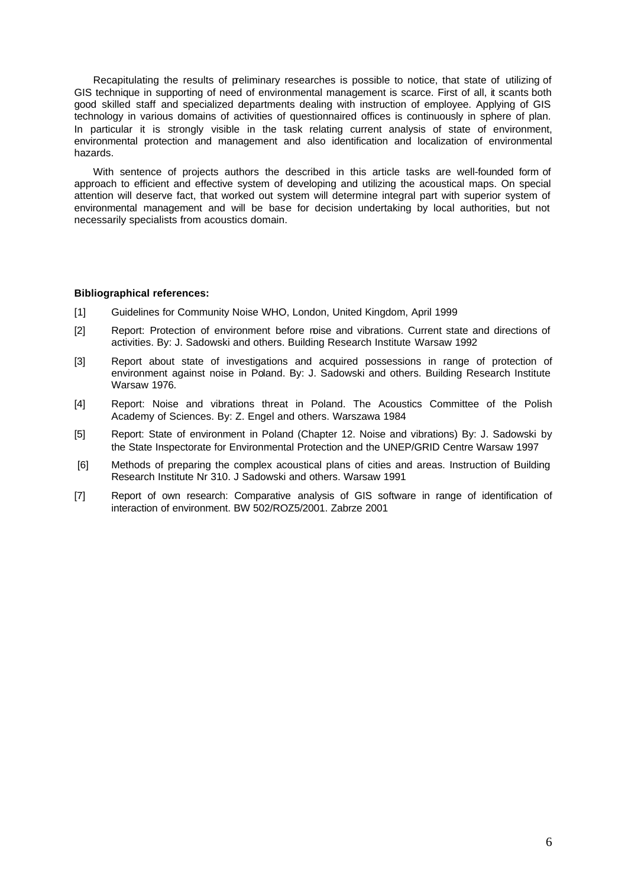Recapitulating the results of preliminary researches is possible to notice, that state of utilizing of GIS technique in supporting of need of environmental management is scarce. First of all, it scants both good skilled staff and specialized departments dealing with instruction of employee. Applying of GIS technology in various domains of activities of questionnaired offices is continuously in sphere of plan. In particular it is strongly visible in the task relating current analysis of state of environment, environmental protection and management and also identification and localization of environmental hazards.

With sentence of projects authors the described in this article tasks are well-founded form of approach to efficient and effective system of developing and utilizing the acoustical maps. On special attention will deserve fact, that worked out system will determine integral part with superior system of environmental management and will be base for decision undertaking by local authorities, but not necessarily specialists from acoustics domain.

**Bibliographical references:**

[1] Guidelines for Community Noise WHO, London, United Kingdom, April 1999

[2] Report: Protection of environment before noise and vibrations. Current state and directions of activities. By: J. Sadowski and others. Building Research Institute Warsaw 1992

[3] Report about state of investigations and acquired possessions in range of protection of environment against noise in Poland. By: J. Sadowski and others. Building Research Institute Warsaw 1976.

[4] Report: Noise and vibrations threat in Poland. The Acoustics Committee of the Polish Academy of Sciences. By: Z. Engel and others. Warszawa 1984

[5] Report: State of environment in Poland (Chapter 12. Noise and vibrations) By: J. Sadowski by the State Inspectorate for Environmental Protection and the UNEP/GRID Centre Warsaw 1997

[6] Methods of preparing the complex acoustical plans of cities and areas. Instruction of Building Research Institute Nr 310. J Sadowski and others. Warsaw 1991

[7] Report of own research: Comparative analysis of GIS software in range of identification of interaction of environment. BW 502/ROZ5/2001. Zabrze 2001